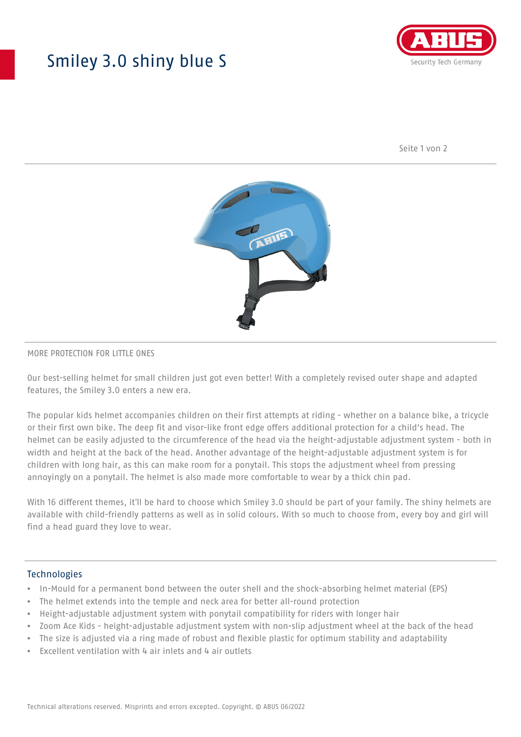# Smiley 3.0 shiny blue S

MORE PROTECTION FOR LITTLE ONES

Our best-selling helmet for small children just got even better! With a completely revised outer shape and adapted features, the Smiley 3.0 enters a new era.

The popular kids helmet accompanies children on their first attempts at riding - whether on a balance bike, a tricycle or their first own bike. The deep fit and visor-like front edge offers additional protection for a child's head. The helmet can be easily adjusted to the circumference of the head via the height-adjustable adjustment system - both in width and height at the back of the head. Another advantage of the height-adjustable adjustment system is for children with long hair, as this can make room for a ponytail. This stops the adjustment wheel from pressing annoyingly on a ponytail. The helmet is also made more comfortable to wear by a thick chin pad.

With 16 different themes, it'll be hard to choose which Smiley 3.0 should be part of your family. The shiny helmets are available with child-friendly patterns as well as in solid colours. With so much to choose from, every boy and girl will find a head guard they love to wear.

## Technologies

- In-Mould for a permanent bond between the outer shell and the shock-absorbing helmet material (EPS)
- The helmet extends into the temple and neck area for better all-round protection
- Height-adjustable adjustment system with ponytail compatibility for riders with longer hair
- Zoom Ace Kids - height-adjustable adjustment system with non-slip adjustment wheel at the back of the head
- The size is adjusted via a ring made of robust and flexible plastic for optimum stability and adaptability
- Excellent ventilation with 4 air inlets and 4 air outlets

Technical alterations reserved. Misprints and errors excepted. Copyright. © ABUS 06/2022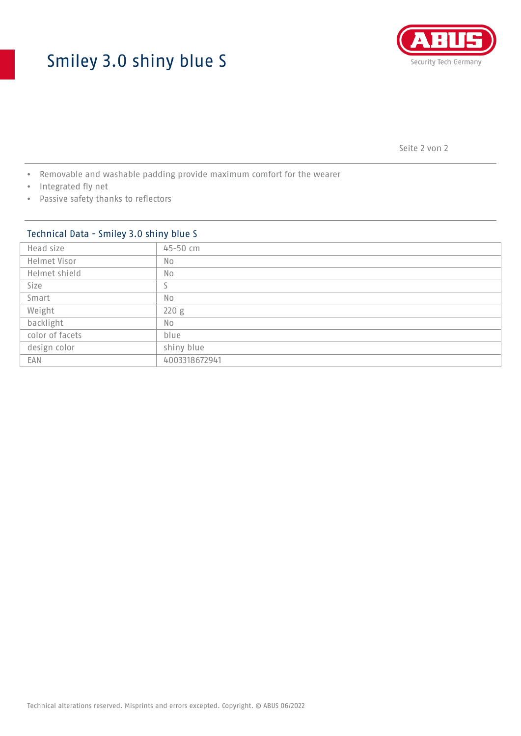# Smiley 3.0 shiny blue S

- Removable and washable padding provide maximum comfort for the wearer
- Integrated fly net
- Passive safety thanks to reflectors

## Technical Data - Smiley 3.0 shiny blue S

| | |
|---|---|
| Head size | 45-50 cm |
| Helmet Visor | No |
| Helmet shield | No |
| Size | S |
| Smart | No |
| Weight | 220 g |
| backlight | No |
| color of facets | blue |
| design color | shiny blue |
| EAN | 4003318672941 |

Technical alterations reserved. Misprints and errors excepted. Copyright. © ABUS 06/2022